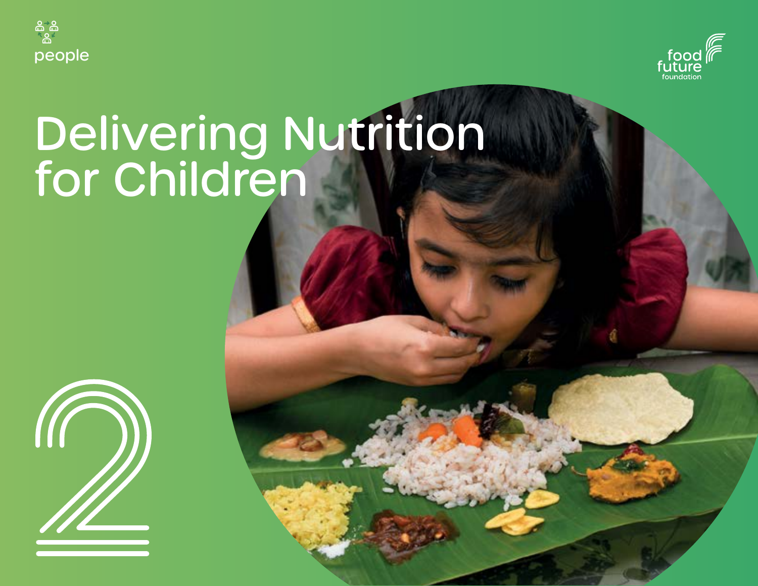people

food future foundation

# Delivering Nutrition for Children

2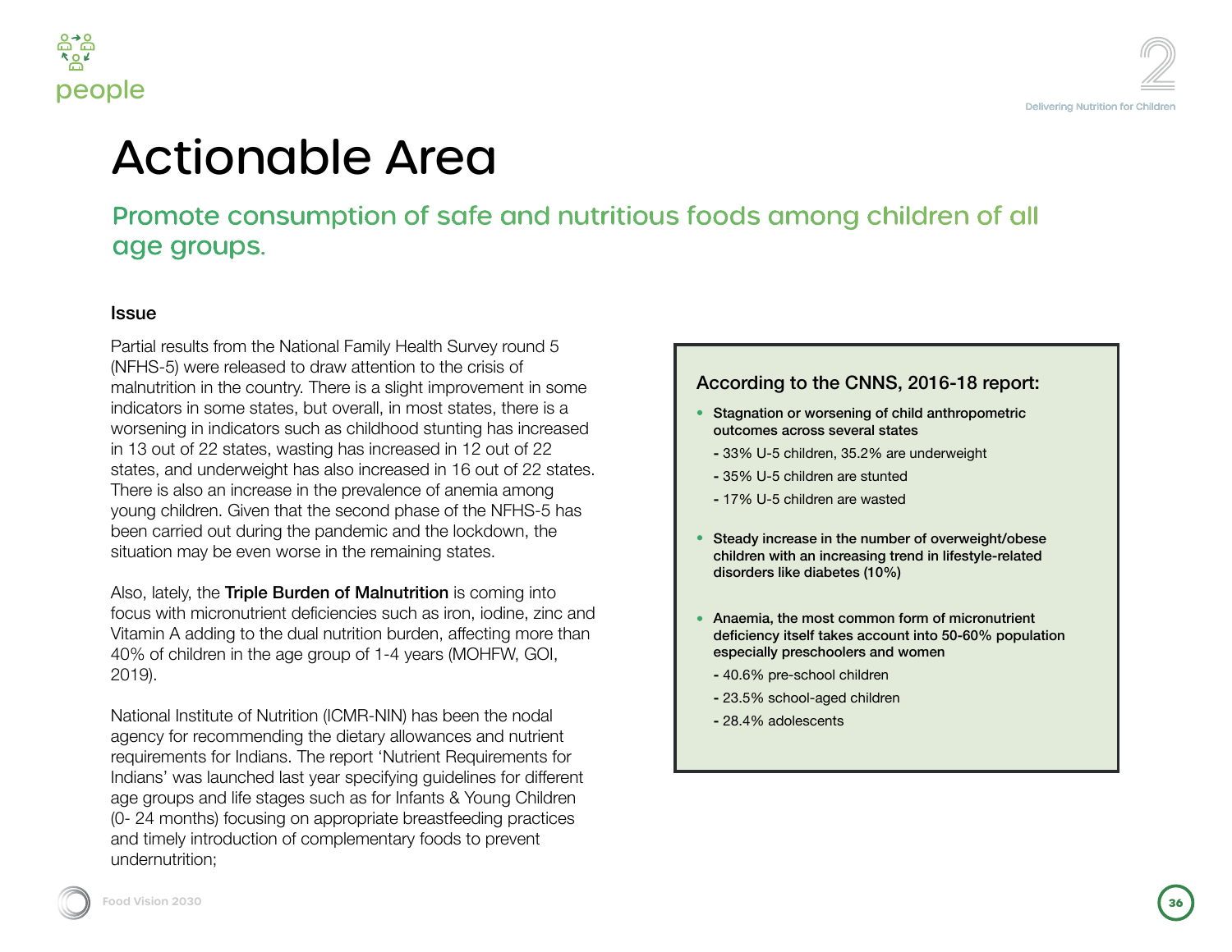# Actionable Area

## Promote consumption of safe and nutritious foods among children of all age groups.

### Issue

Partial results from the National Family Health Survey round 5 (NFHS-5) were released to draw attention to the crisis of malnutrition in the country. There is a slight improvement in some indicators in some states, but overall, in most states, there is a worsening in indicators such as childhood stunting has increased in 13 out of 22 states, wasting has increased in 12 out of 22 states, and underweight has also increased in 16 out of 22 states. There is also an increase in the prevalence of anemia among young children. Given that the second phase of the NFHS-5 has been carried out during the pandemic and the lockdown, the situation may be even worse in the remaining states.

Also, lately, the **Triple Burden of Malnutrition** is coming into focus with micronutrient deficiencies such as iron, iodine, zinc and Vitamin A adding to the dual nutrition burden, affecting more than 40% of children in the age group of 1-4 years (MOHFW, GOI, 2019).

National Institute of Nutrition (ICMR-NIN) has been the nodal agency for recommending the dietary allowances and nutrient requirements for Indians. The report 'Nutrient Requirements for Indians' was launched last year specifying guidelines for different age groups and life stages such as for Infants & Young Children (0- 24 months) focusing on appropriate breastfeeding practices and timely introduction of complementary foods to prevent undernutrition;

**According to the CNNS, 2016-18 report:**

- **Stagnation or worsening of child anthropometric outcomes across several states**
  - 33% U-5 children, 35.2% are underweight
  - 35% U-5 children are stunted
  - 17% U-5 children are wasted
- **Steady increase in the number of overweight/obese children with an increasing trend in lifestyle-related disorders like diabetes (10%)**
- **Anaemia, the most common form of micronutrient deficiency itself takes account into 50-60% population especially preschoolers and women**
  - 40.6% pre-school children
  - 23.5% school-aged children
  - 28.4% adolescents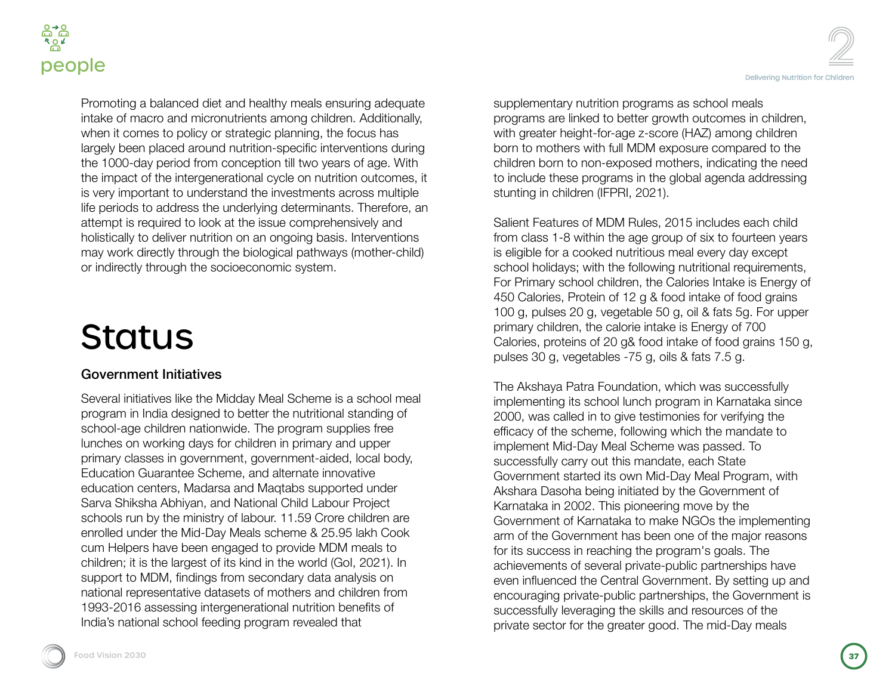Promoting a balanced diet and healthy meals ensuring adequate intake of macro and micronutrients among children. Additionally, when it comes to policy or strategic planning, the focus has largely been placed around nutrition-specific interventions during the 1000-day period from conception till two years of age. With the impact of the intergenerational cycle on nutrition outcomes, it is very important to understand the investments across multiple life periods to address the underlying determinants. Therefore, an attempt is required to look at the issue comprehensively and holistically to deliver nutrition on an ongoing basis. Interventions may work directly through the biological pathways (mother-child) or indirectly through the socioeconomic system.

# Status

### Government Initiatives

Several initiatives like the Midday Meal Scheme is a school meal program in India designed to better the nutritional standing of school-age children nationwide. The program supplies free lunches on working days for children in primary and upper primary classes in government, government-aided, local body, Education Guarantee Scheme, and alternate innovative education centers, Madarsa and Maqtabs supported under Sarva Shiksha Abhiyan, and National Child Labour Project schools run by the ministry of labour. 11.59 Crore children are enrolled under the Mid-Day Meals scheme & 25.95 lakh Cook cum Helpers have been engaged to provide MDM meals to children; it is the largest of its kind in the world (GoI, 2021). In support to MDM, findings from secondary data analysis on national representative datasets of mothers and children from 1993-2016 assessing intergenerational nutrition benefits of India's national school feeding program revealed that supplementary nutrition programs as school meals programs are linked to better growth outcomes in children, with greater height-for-age z-score (HAZ) among children born to mothers with full MDM exposure compared to the children born to non-exposed mothers, indicating the need to include these programs in the global agenda addressing stunting in children (IFPRI, 2021).

Salient Features of MDM Rules, 2015 includes each child from class 1-8 within the age group of six to fourteen years is eligible for a cooked nutritious meal every day except school holidays; with the following nutritional requirements, For Primary school children, the Calories Intake is Energy of 450 Calories, Protein of 12 g & food intake of food grains 100 g, pulses 20 g, vegetable 50 g, oil & fats 5g. For upper primary children, the calorie intake is Energy of 700 Calories, proteins of 20 g& food intake of food grains 150 g, pulses 30 g, vegetables -75 g, oils & fats 7.5 g.

The Akshaya Patra Foundation, which was successfully implementing its school lunch program in Karnataka since 2000, was called in to give testimonies for verifying the efficacy of the scheme, following which the mandate to implement Mid-Day Meal Scheme was passed. To successfully carry out this mandate, each State Government started its own Mid-Day Meal Program, with Akshara Dasoha being initiated by the Government of Karnataka in 2002. This pioneering move by the Government of Karnataka to make NGOs the implementing arm of the Government has been one of the major reasons for its success in reaching the program's goals. The achievements of several private-public partnerships have even influenced the Central Government. By setting up and encouraging private-public partnerships, the Government is successfully leveraging the skills and resources of the private sector for the greater good. The mid-Day meals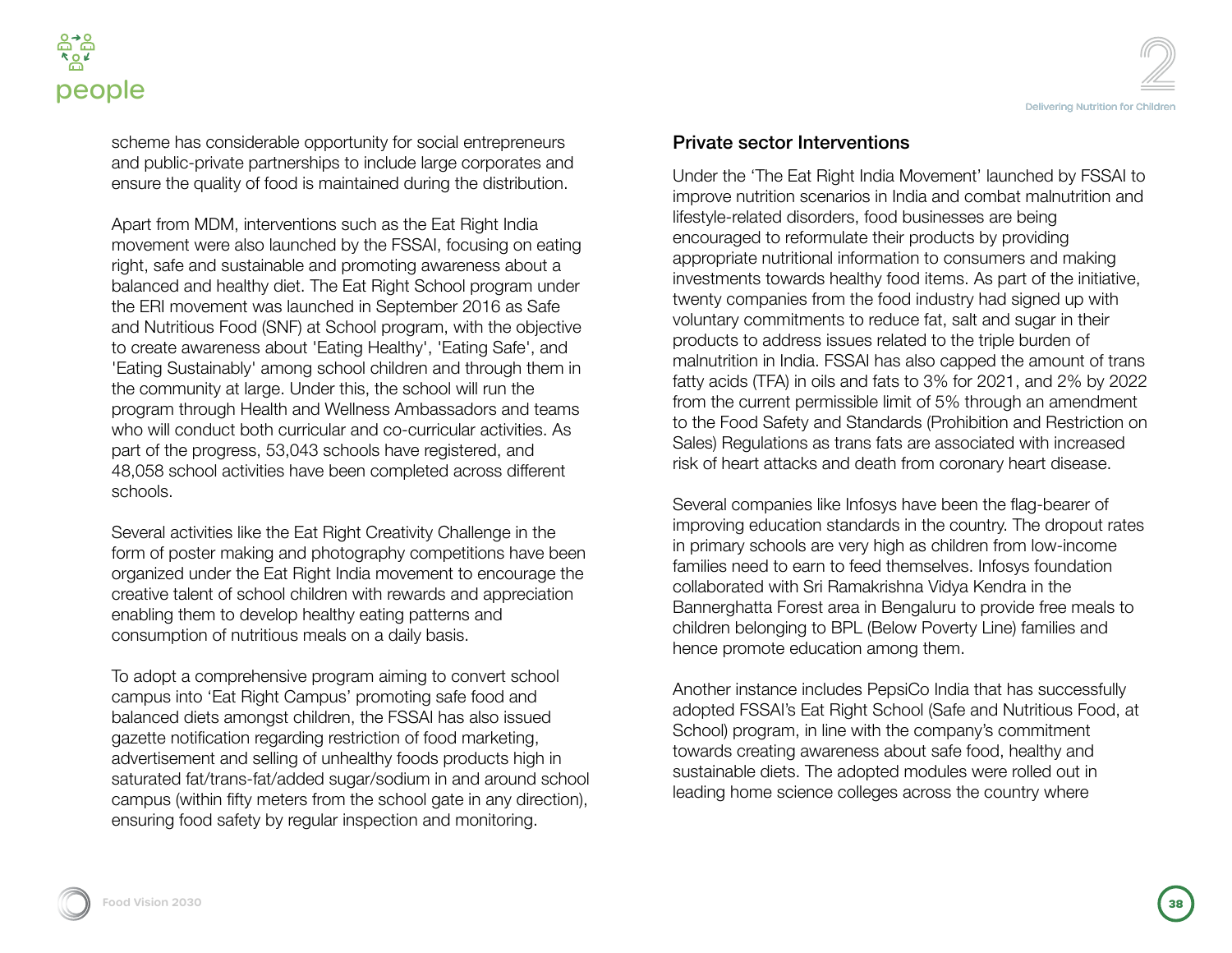scheme has considerable opportunity for social entrepreneurs and public-private partnerships to include large corporates and ensure the quality of food is maintained during the distribution.

Apart from MDM, interventions such as the Eat Right India movement were also launched by the FSSAI, focusing on eating right, safe and sustainable and promoting awareness about a balanced and healthy diet. The Eat Right School program under the ERI movement was launched in September 2016 as Safe and Nutritious Food (SNF) at School program, with the objective to create awareness about 'Eating Healthy', 'Eating Safe', and 'Eating Sustainably' among school children and through them in the community at large. Under this, the school will run the program through Health and Wellness Ambassadors and teams who will conduct both curricular and co-curricular activities. As part of the progress, 53,043 schools have registered, and 48,058 school activities have been completed across different schools.

Several activities like the Eat Right Creativity Challenge in the form of poster making and photography competitions have been organized under the Eat Right India movement to encourage the creative talent of school children with rewards and appreciation enabling them to develop healthy eating patterns and consumption of nutritious meals on a daily basis.

To adopt a comprehensive program aiming to convert school campus into 'Eat Right Campus' promoting safe food and balanced diets amongst children, the FSSAI has also issued gazette notification regarding restriction of food marketing, advertisement and selling of unhealthy foods products high in saturated fat/trans-fat/added sugar/sodium in and around school campus (within fifty meters from the school gate in any direction), ensuring food safety by regular inspection and monitoring.

### Private sector Interventions

Under the 'The Eat Right India Movement' launched by FSSAI to improve nutrition scenarios in India and combat malnutrition and lifestyle-related disorders, food businesses are being encouraged to reformulate their products by providing appropriate nutritional information to consumers and making investments towards healthy food items. As part of the initiative, twenty companies from the food industry had signed up with voluntary commitments to reduce fat, salt and sugar in their products to address issues related to the triple burden of malnutrition in India. FSSAI has also capped the amount of trans fatty acids (TFA) in oils and fats to 3% for 2021, and 2% by 2022 from the current permissible limit of 5% through an amendment to the Food Safety and Standards (Prohibition and Restriction on Sales) Regulations as trans fats are associated with increased risk of heart attacks and death from coronary heart disease.

Several companies like Infosys have been the flag-bearer of improving education standards in the country. The dropout rates in primary schools are very high as children from low-income families need to earn to feed themselves. Infosys foundation collaborated with Sri Ramakrishna Vidya Kendra in the Bannerghatta Forest area in Bengaluru to provide free meals to children belonging to BPL (Below Poverty Line) families and hence promote education among them.

Another instance includes PepsiCo India that has successfully adopted FSSAI's Eat Right School (Safe and Nutritious Food, at School) program, in line with the company's commitment towards creating awareness about safe food, healthy and sustainable diets. The adopted modules were rolled out in leading home science colleges across the country where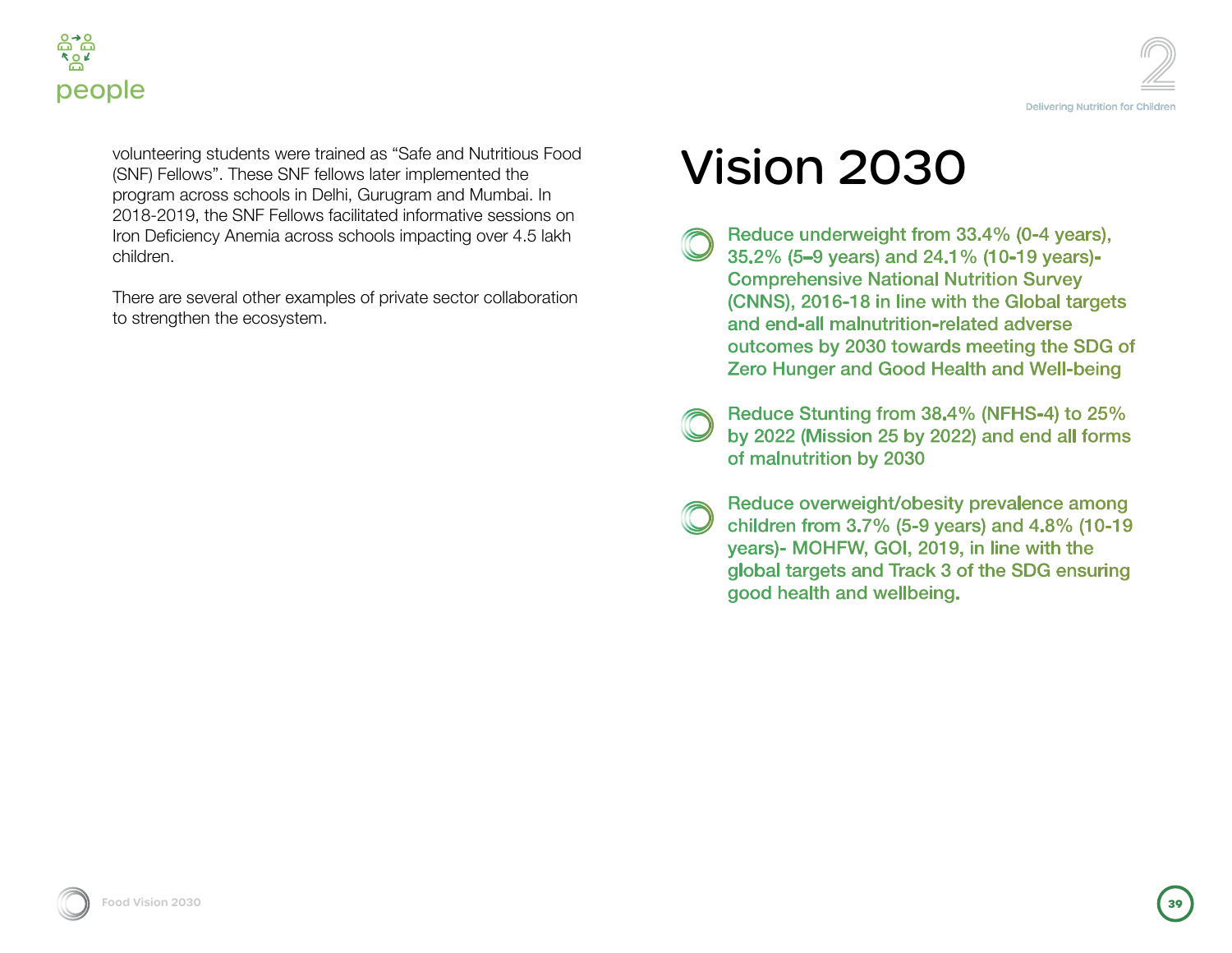volunteering students were trained as “Safe and Nutritious Food (SNF) Fellows”. These SNF fellows later implemented the program across schools in Delhi, Gurugram and Mumbai. In 2018-2019, the SNF Fellows facilitated informative sessions on Iron Deficiency Anemia across schools impacting over 4.5 lakh children.

There are several other examples of private sector collaboration to strengthen the ecosystem.

# Vision 2030

- Reduce underweight from 33.4% (0-4 years), 35.2% (5–9 years) and 24.1% (10-19 years)- Comprehensive National Nutrition Survey (CNNS), 2016-18 in line with the Global targets and end-all malnutrition-related adverse outcomes by 2030 towards meeting the SDG of Zero Hunger and Good Health and Well-being

- Reduce Stunting from 38.4% (NFHS-4) to 25% by 2022 (Mission 25 by 2022) and end all forms of malnutrition by 2030

- Reduce overweight/obesity prevalence among children from 3.7% (5-9 years) and 4.8% (10-19 years)- MOHFW, GOI, 2019, in line with the global targets and Track 3 of the SDG ensuring good health and wellbeing.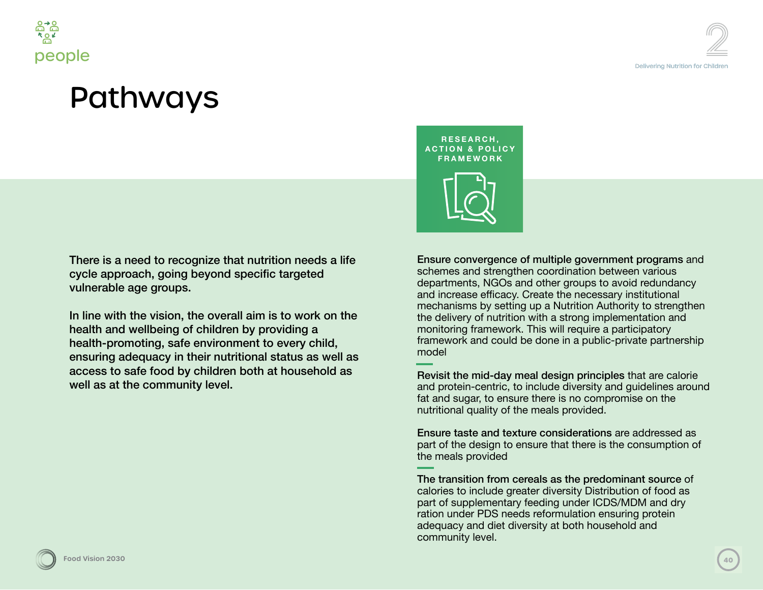# Pathways

There is a need to recognize that nutrition needs a life cycle approach, going beyond specific targeted vulnerable age groups.

In line with the vision, the overall aim is to work on the health and wellbeing of children by providing a health-promoting, safe environment to every child, ensuring adequacy in their nutritional status as well as access to safe food by children both at household as well as at the community level.

## RESEARCH, ACTION & POLICY FRAMEWORK

**Ensure convergence of multiple government programs** and schemes and strengthen coordination between various departments, NGOs and other groups to avoid redundancy and increase efficacy. Create the necessary institutional mechanisms by setting up a Nutrition Authority to strengthen the delivery of nutrition with a strong implementation and monitoring framework. This will require a participatory framework and could be done in a public-private partnership model

**Revisit the mid-day meal design principles** that are calorie and protein-centric, to include diversity and guidelines around fat and sugar, to ensure there is no compromise on the nutritional quality of the meals provided.

**Ensure taste and texture considerations** are addressed as part of the design to ensure that there is the consumption of the meals provided

**The transition from cereals as the predominant source** of calories to include greater diversity Distribution of food as part of supplementary feeding under ICDS/MDM and dry ration under PDS needs reformulation ensuring protein adequacy and diet diversity at both household and community level.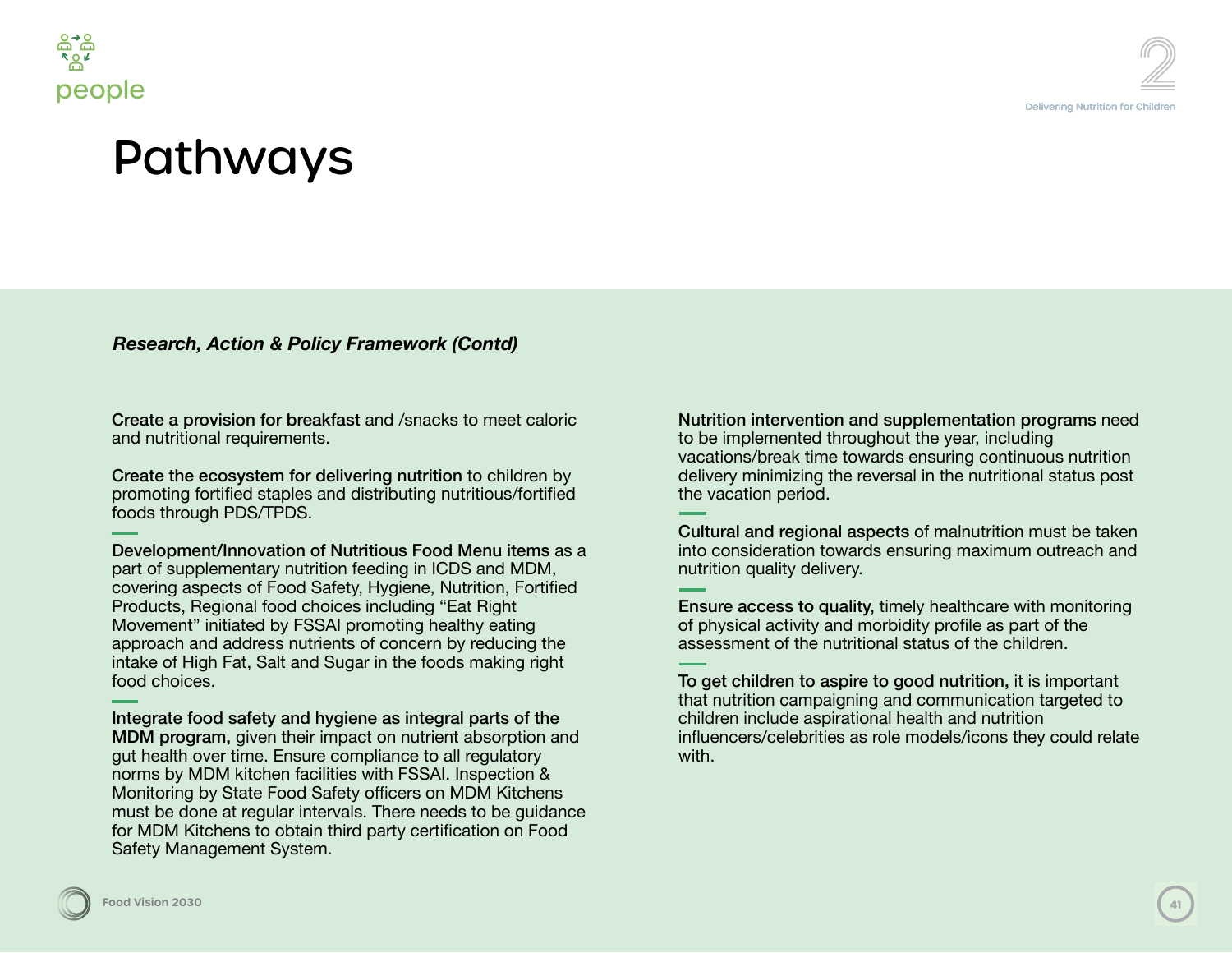# Pathways

***Research, Action & Policy Framework (Contd)***

**Create a provision for breakfast** and /snacks to meet caloric and nutritional requirements.

**Create the ecosystem for delivering nutrition** to children by promoting fortified staples and distributing nutritious/fortified foods through PDS/TPDS.

**Development/Innovation of Nutritious Food Menu items** as a part of supplementary nutrition feeding in ICDS and MDM, covering aspects of Food Safety, Hygiene, Nutrition, Fortified Products, Regional food choices including "Eat Right Movement" initiated by FSSAI promoting healthy eating approach and address nutrients of concern by reducing the intake of High Fat, Salt and Sugar in the foods making right food choices.

**Integrate food safety and hygiene as integral parts of the MDM program,** given their impact on nutrient absorption and gut health over time. Ensure compliance to all regulatory norms by MDM kitchen facilities with FSSAI. Inspection & Monitoring by State Food Safety officers on MDM Kitchens must be done at regular intervals. There needs to be guidance for MDM Kitchens to obtain third party certification on Food Safety Management System.

**Nutrition intervention and supplementation programs** need to be implemented throughout the year, including vacations/break time towards ensuring continuous nutrition delivery minimizing the reversal in the nutritional status post the vacation period.

**Cultural and regional aspects** of malnutrition must be taken into consideration towards ensuring maximum outreach and nutrition quality delivery.

**Ensure access to quality,** timely healthcare with monitoring of physical activity and morbidity profile as part of the assessment of the nutritional status of the children.

**To get children to aspire to good nutrition,** it is important that nutrition campaigning and communication targeted to children include aspirational health and nutrition influencers/celebrities as role models/icons they could relate with.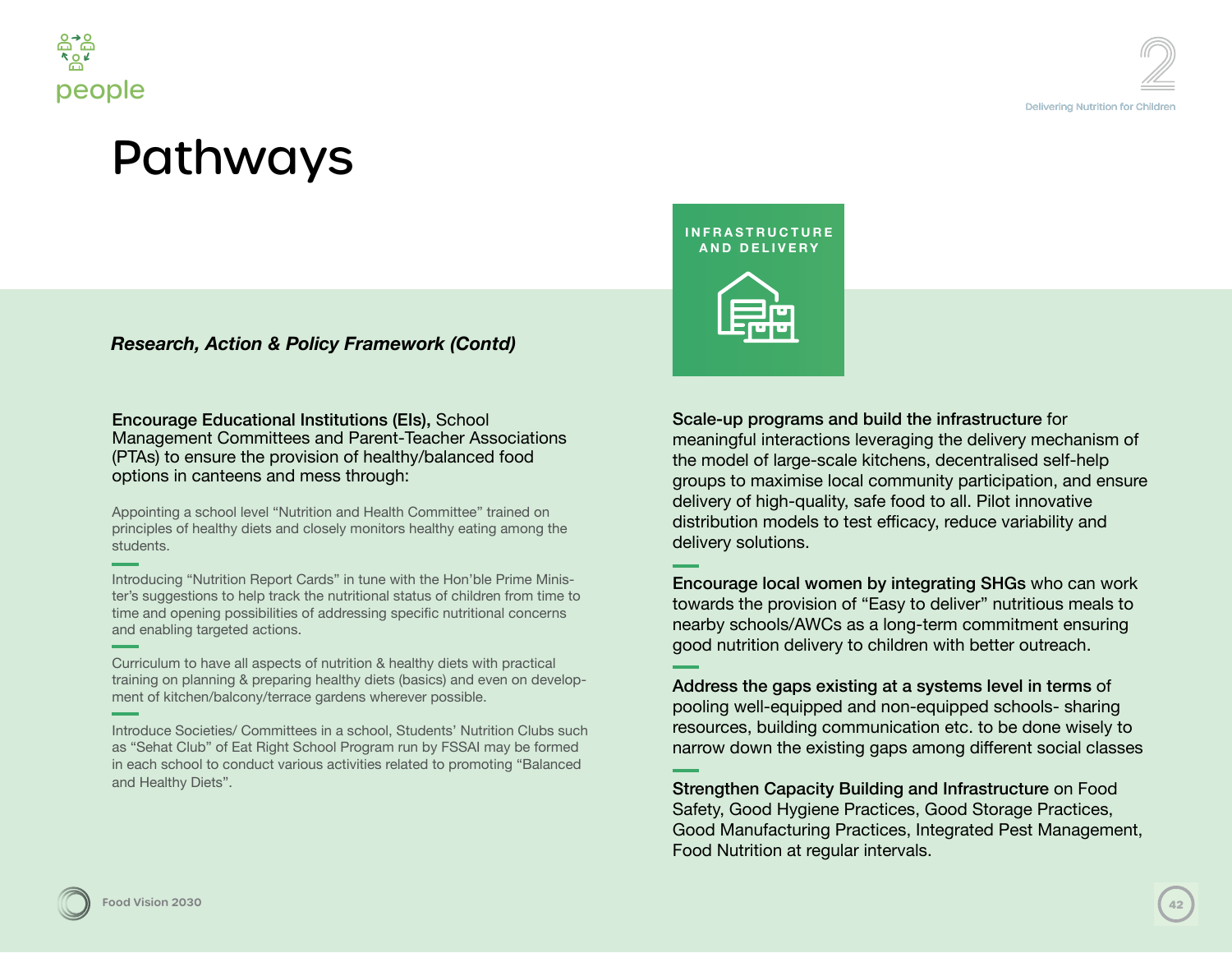# Pathways

### *Research, Action & Policy Framework (Contd)*

**Encourage Educational Institutions (EIs),** School Management Committees and Parent-Teacher Associations (PTAs) to ensure the provision of healthy/balanced food options in canteens and mess through:

Appointing a school level "Nutrition and Health Committee" trained on principles of healthy diets and closely monitors healthy eating among the students.

Introducing "Nutrition Report Cards" in tune with the Hon'ble Prime Minister's suggestions to help track the nutritional status of children from time to time and opening possibilities of addressing specific nutritional concerns and enabling targeted actions.

Curriculum to have all aspects of nutrition & healthy diets with practical training on planning & preparing healthy diets (basics) and even on development of kitchen/balcony/terrace gardens wherever possible.

Introduce Societies/ Committees in a school, Students' Nutrition Clubs such as "Sehat Club" of Eat Right School Program run by FSSAI may be formed in each school to conduct various activities related to promoting "Balanced and Healthy Diets".

## INFRASTRUCTURE AND DELIVERY

**Scale-up programs and build the infrastructure** for meaningful interactions leveraging the delivery mechanism of the model of large-scale kitchens, decentralised self-help groups to maximise local community participation, and ensure delivery of high-quality, safe food to all. Pilot innovative distribution models to test efficacy, reduce variability and delivery solutions.

**Encourage local women by integrating SHGs** who can work towards the provision of "Easy to deliver" nutritious meals to nearby schools/AWCs as a long-term commitment ensuring good nutrition delivery to children with better outreach.

**Address the gaps existing at a systems level in terms** of pooling well-equipped and non-equipped schools- sharing resources, building communication etc. to be done wisely to narrow down the existing gaps among different social classes

**Strengthen Capacity Building and Infrastructure** on Food Safety, Good Hygiene Practices, Good Storage Practices, Good Manufacturing Practices, Integrated Pest Management, Food Nutrition at regular intervals.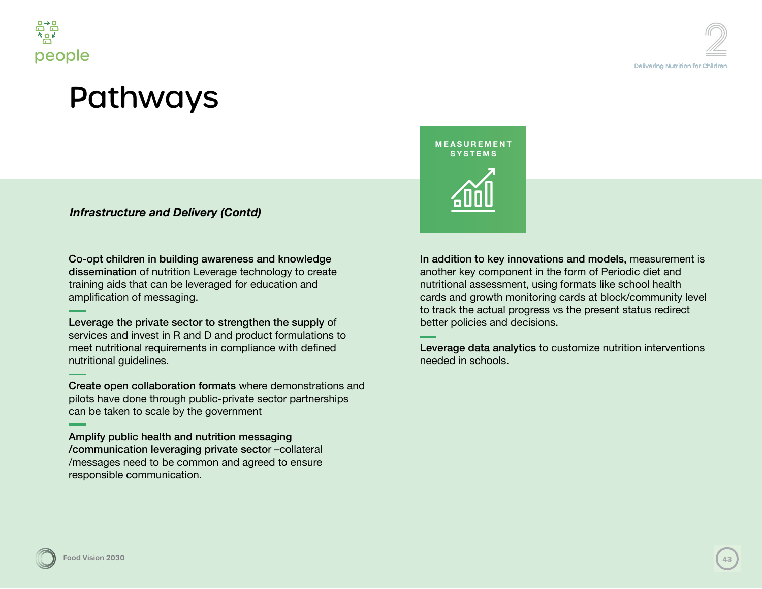# Pathways

### *Infrastructure and Delivery (Contd)*

**Co-opt children in building awareness and knowledge dissemination** of nutrition Leverage technology to create training aids that can be leveraged for education and amplification of messaging.

**Leverage the private sector to strengthen the supply** of services and invest in R and D and product formulations to meet nutritional requirements in compliance with defined nutritional guidelines.

**Create open collaboration formats** where demonstrations and pilots have done through public-private sector partnerships can be taken to scale by the government

**Amplify public health and nutrition messaging /communication leveraging private sector** –collateral /messages need to be common and agreed to ensure responsible communication.

### MEASUREMENT SYSTEMS

**In addition to key innovations and models,** measurement is another key component in the form of Periodic diet and nutritional assessment, using formats like school health cards and growth monitoring cards at block/community level to track the actual progress vs the present status redirect better policies and decisions.

**Leverage data analytics** to customize nutrition interventions needed in schools.